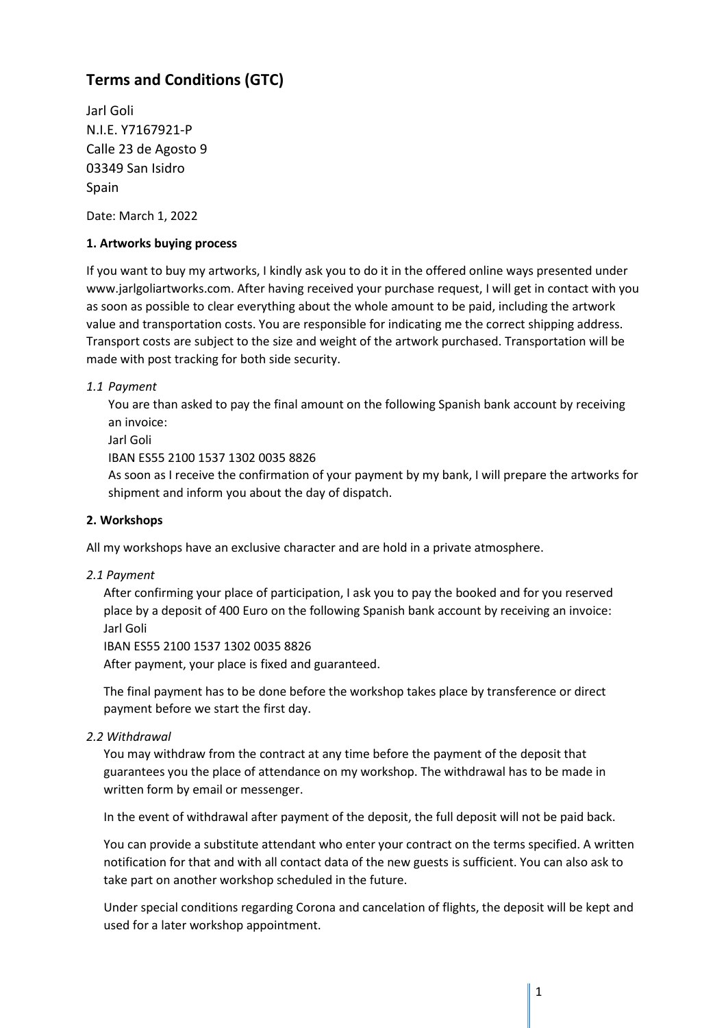## Terms and Conditions (GTC)

Jarl Goli
N.I.E. Y7167921-P
Calle 23 de Agosto 9
03349 San Isidro
Spain

Date: March 1, 2022

### 1. Artworks buying process

If you want to buy my artworks, I kindly ask you to do it in the offered online ways presented under www.jarlgoliartworks.com. After having received your purchase request, I will get in contact with you as soon as possible to clear everything about the whole amount to be paid, including the artwork value and transportation costs. You are responsible for indicating me the correct shipping address. Transport costs are subject to the size and weight of the artwork purchased. Transportation will be made with post tracking for both side security.

*1.1 Payment*

You are than asked to pay the final amount on the following Spanish bank account by receiving an invoice:
Jarl Goli
IBAN ES55 2100 1537 1302 0035 8826
As soon as I receive the confirmation of your payment by my bank, I will prepare the artworks for shipment and inform you about the day of dispatch.

### 2. Workshops

All my workshops have an exclusive character and are hold in a private atmosphere.

*2.1 Payment*

After confirming your place of participation, I ask you to pay the booked and for you reserved place by a deposit of 400 Euro on the following Spanish bank account by receiving an invoice:
Jarl Goli
IBAN ES55 2100 1537 1302 0035 8826
After payment, your place is fixed and guaranteed.

The final payment has to be done before the workshop takes place by transference or direct payment before we start the first day.

*2.2 Withdrawal*

You may withdraw from the contract at any time before the payment of the deposit that guarantees you the place of attendance on my workshop. The withdrawal has to be made in written form by email or messenger.

In the event of withdrawal after payment of the deposit, the full deposit will not be paid back.

You can provide a substitute attendant who enter your contract on the terms specified. A written notification for that and with all contact data of the new guests is sufficient. You can also ask to take part on another workshop scheduled in the future.

Under special conditions regarding Corona and cancelation of flights, the deposit will be kept and used for a later workshop appointment.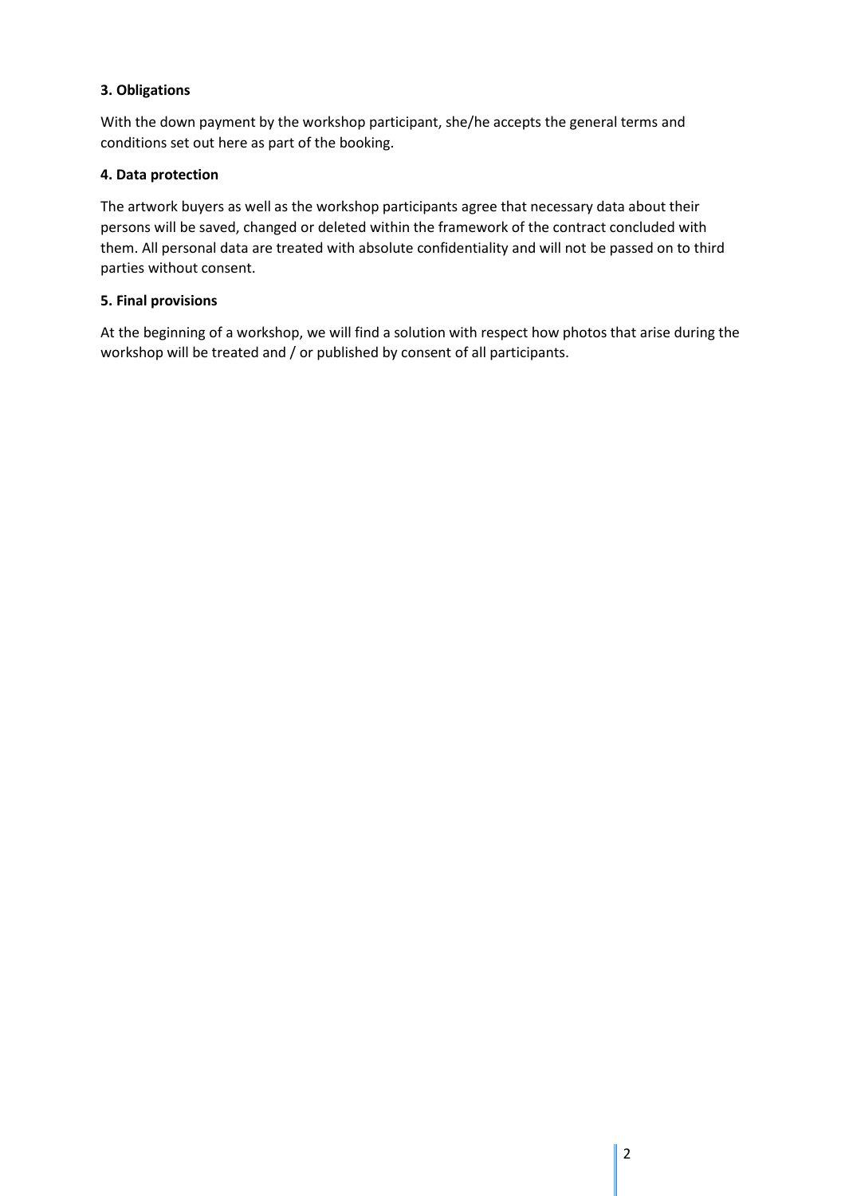**3. Obligations**

With the down payment by the workshop participant, she/he accepts the general terms and conditions set out here as part of the booking.

**4. Data protection**

The artwork buyers as well as the workshop participants agree that necessary data about their persons will be saved, changed or deleted within the framework of the contract concluded with them. All personal data are treated with absolute confidentiality and will not be passed on to third parties without consent.

**5. Final provisions**

At the beginning of a workshop, we will find a solution with respect how photos that arise during the workshop will be treated and / or published by consent of all participants.